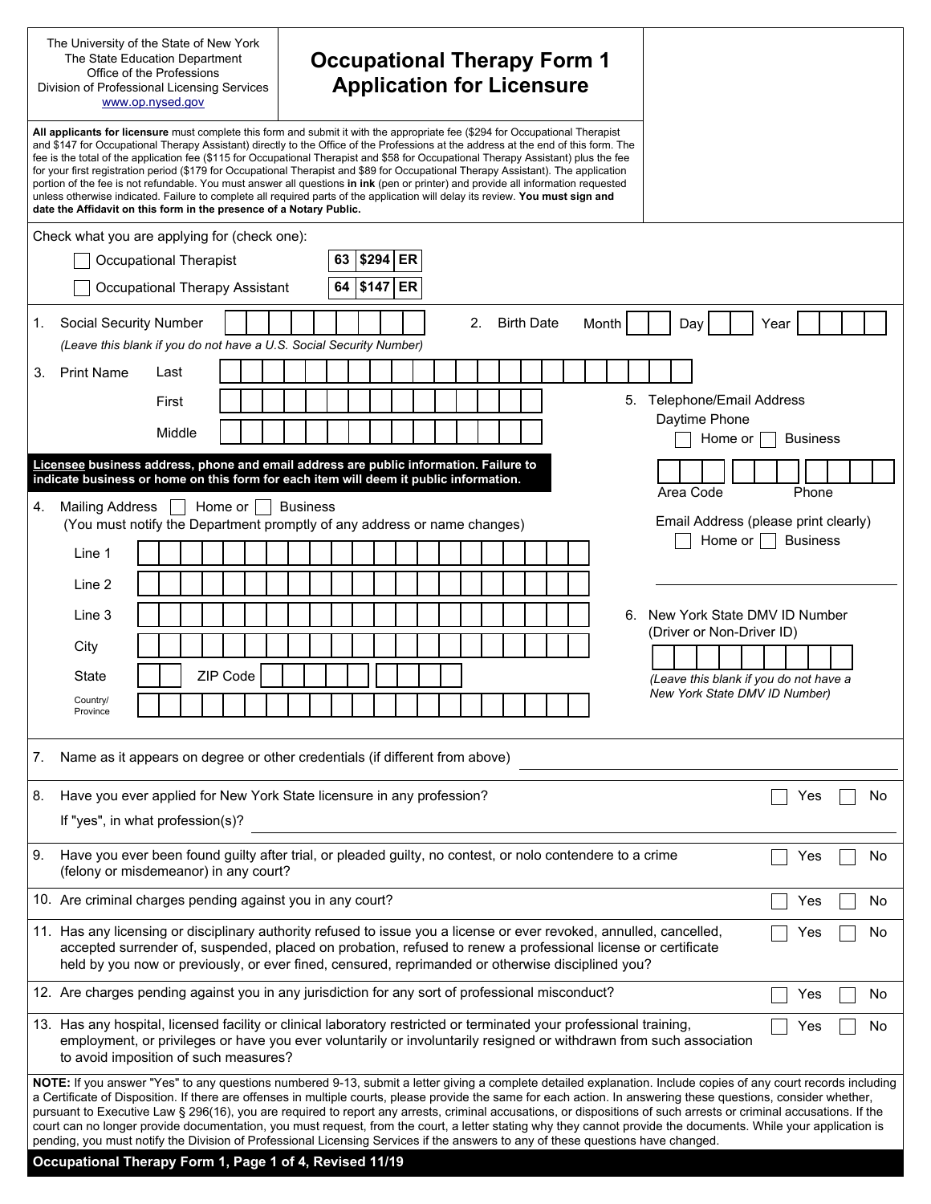The University of the State of New York
The State Education Department
Office of the Professions
Division of Professional Licensing Services
www.op.nysed.gov

# Occupational Therapy Form 1
# Application for Licensure

**All applicants for licensure** must complete this form and submit it with the appropriate fee ($294 for Occupational Therapist and $147 for Occupational Therapy Assistant) directly to the Office of the Professions at the address at the end of this form. The fee is the total of the application fee ($115 for Occupational Therapist and $58 for Occupational Therapy Assistant) plus the fee for your first registration period ($179 for Occupational Therapist and $89 for Occupational Therapy Assistant). The application portion of the fee is not refundable. You must answer all questions **in ink** (pen or printer) and provide all information requested unless otherwise indicated. Failure to complete all required parts of the application will delay its review. **You must sign and date the Affidavit on this form in the presence of a Notary Public.**

Check what you are applying for (check one):

- ☐ Occupational Therapist | 63 | $294 | ER
- ☐ Occupational Therapy Assistant | 64 | $147 | ER

1. Social Security Number ____________
   *(Leave this blank if you do not have a U.S. Social Security Number)*

2. Birth Date Month ____ Day ____ Year ________

3. Print Name
   - Last ____________
   - First ____________
   - Middle ____________

**Licensee business address, phone and email address are public information. Failure to indicate business or home on this form for each item will deem it public information.**

4. Mailing Address ☐ Home or ☐ Business
   (You must notify the Department promptly of any address or name changes)
   - Line 1 ____________
   - Line 2 ____________
   - Line 3 ____________
   - City ____________
   - State ____ ZIP Code ____________
   - Country/Province ____________

5. Telephone/Email Address
   - Daytime Phone ☐ Home or ☐ Business
     Area Code ____ Phone ____________
   - Email Address (please print clearly) ☐ Home or ☐ Business
     ____________

6. New York State DMV ID Number (Driver or Non-Driver ID) ____________
   *(Leave this blank if you do not have a New York State DMV ID Number)*

7. Name as it appears on degree or other credentials (if different from above) ____________

8. Have you ever applied for New York State licensure in any profession? ☐ Yes ☐ No
   If "yes", in what profession(s)? ____________

9. Have you ever been found guilty after trial, or pleaded guilty, no contest, or nolo contendere to a crime (felony or misdemeanor) in any court? ☐ Yes ☐ No

10. Are criminal charges pending against you in any court? ☐ Yes ☐ No

11. Has any licensing or disciplinary authority refused to issue you a license or ever revoked, annulled, cancelled, accepted surrender of, suspended, placed on probation, refused to renew a professional license or certificate held by you now or previously, or ever fined, censured, reprimanded or otherwise disciplined you? ☐ Yes ☐ No

12. Are charges pending against you in any jurisdiction for any sort of professional misconduct? ☐ Yes ☐ No

13. Has any hospital, licensed facility or clinical laboratory restricted or terminated your professional training, employment, or privileges or have you ever voluntarily or involuntarily resigned or withdrawn from such association to avoid imposition of such measures? ☐ Yes ☐ No

**NOTE:** If you answer "Yes" to any questions numbered 9-13, submit a letter giving a complete detailed explanation. Include copies of any court records including a Certificate of Disposition. If there are offenses in multiple courts, please provide the same for each action. In answering these questions, consider whether, pursuant to Executive Law § 296(16), you are required to report any arrests, criminal accusations, or dispositions of such arrests or criminal accusations. If the court can no longer provide documentation, you must request, from the court, a letter stating why they cannot provide the documents. While your application is pending, you must notify the Division of Professional Licensing Services if the answers to any of these questions have changed.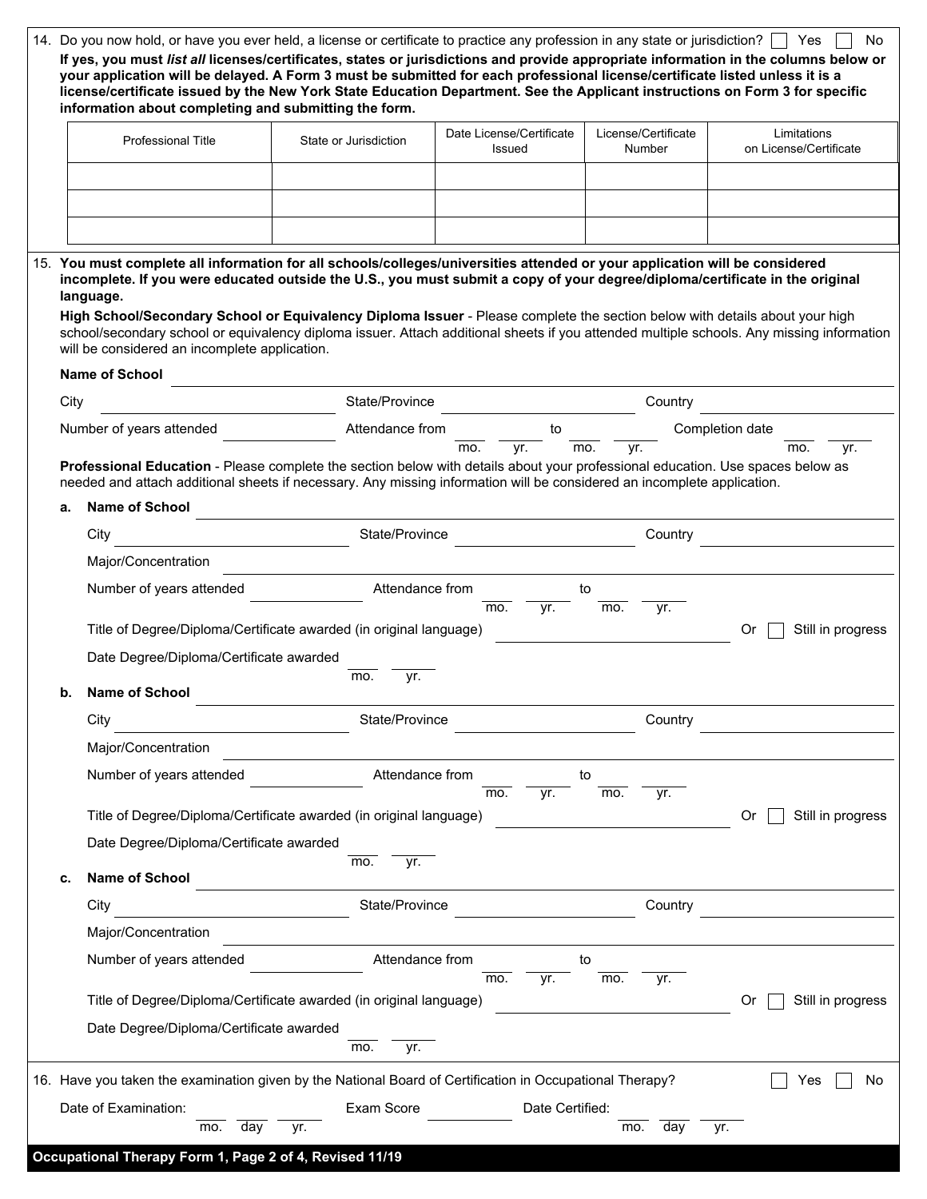14. Do you now hold, or have you ever held, a license or certificate to practice any profession in any state or jurisdiction? ☐ Yes ☐ No

**If yes, you must *list all* licenses/certificates, states or jurisdictions and provide appropriate information in the columns below or your application will be delayed. A Form 3 must be submitted for each professional license/certificate listed unless it is a license/certificate issued by the New York State Education Department. See the Applicant instructions on Form 3 for specific information about completing and submitting the form.**

| Professional Title | State or Jurisdiction | Date License/Certificate Issued | License/Certificate Number | Limitations on License/Certificate |
|---|---|---|---|---|
| | | | | |
| | | | | |
| | | | | |

15. **You must complete all information for all schools/colleges/universities attended or your application will be considered incomplete. If you were educated outside the U.S., you must submit a copy of your degree/diploma/certificate in the original language.**

**High School/Secondary School or Equivalency Diploma Issuer** - Please complete the section below with details about your high school/secondary school or equivalency diploma issuer. Attach additional sheets if you attended multiple schools. Any missing information will be considered an incomplete application.

**Name of School** ______________________

City ________ State/Province ________ Country ________

Number of years attended ________ Attendance from ____ ____ (mo. yr.) to ____ ____ (mo. yr.) Completion date ____ ____ (mo. yr.)

**Professional Education** - Please complete the section below with details about your professional education. Use spaces below as needed and attach additional sheets if necessary. Any missing information will be considered an incomplete application.

**a. Name of School** ______________________

City ________ State/Province ________ Country ________

Major/Concentration ______________________

Number of years attended ________ Attendance from ____ ____ (mo. yr.) to ____ ____ (mo. yr.)

Title of Degree/Diploma/Certificate awarded (in original language) ________ Or ☐ Still in progress

Date Degree/Diploma/Certificate awarded ____ ____ (mo. yr.)

**b. Name of School** ______________________

City ________ State/Province ________ Country ________

Major/Concentration ______________________

Number of years attended ________ Attendance from ____ ____ (mo. yr.) to ____ ____ (mo. yr.)

Title of Degree/Diploma/Certificate awarded (in original language) ________ Or ☐ Still in progress

Date Degree/Diploma/Certificate awarded ____ ____ (mo. yr.)

**c. Name of School** ______________________

City ________ State/Province ________ Country ________

Major/Concentration ______________________

Number of years attended ________ Attendance from ____ ____ (mo. yr.) to ____ ____ (mo. yr.)

Title of Degree/Diploma/Certificate awarded (in original language) ________ Or ☐ Still in progress

Date Degree/Diploma/Certificate awarded ____ ____ (mo. yr.)

16. Have you taken the examination given by the National Board of Certification in Occupational Therapy? ☐ Yes ☐ No

Date of Examination: ____ ____ ____ (mo. day yr.) Exam Score ________ Date Certified: ____ ____ ____ (mo. day yr.)

**Occupational Therapy Form 1, Page 2 of 4, Revised 11/19**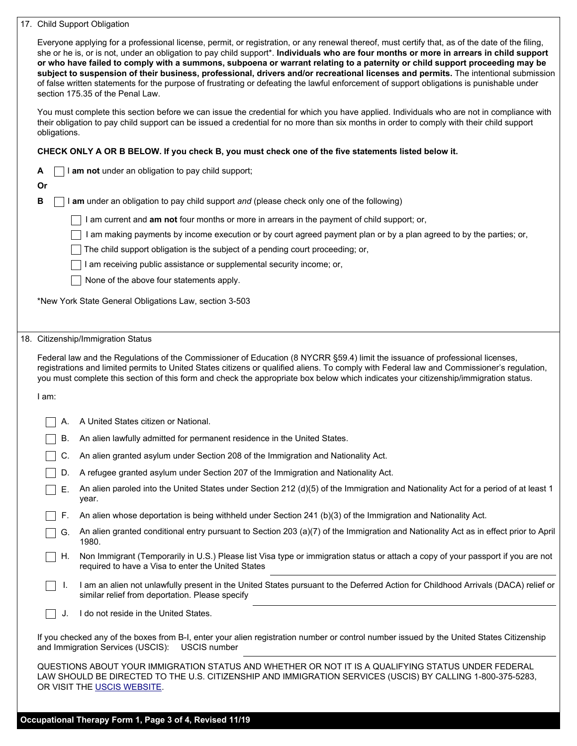## 17. Child Support Obligation

Everyone applying for a professional license, permit, or registration, or any renewal thereof, must certify that, as of the date of the filing, she or he is, or is not, under an obligation to pay child support*. **Individuals who are four months or more in arrears in child support or who have failed to comply with a summons, subpoena or warrant relating to a paternity or child support proceeding may be subject to suspension of their business, professional, drivers and/or recreational licenses and permits.** The intentional submission of false written statements for the purpose of frustrating or defeating the lawful enforcement of support obligations is punishable under section 175.35 of the Penal Law.

You must complete this section before we can issue the credential for which you have applied. Individuals who are not in compliance with their obligation to pay child support can be issued a credential for no more than six months in order to comply with their child support obligations.

**CHECK ONLY A OR B BELOW. If you check B, you must check one of the five statements listed below it.**

**A** ☐ I **am not** under an obligation to pay child support;

**Or**

**B** ☐ I **am** under an obligation to pay child support *and* (please check only one of the following)

- ☐ I am current and **am not** four months or more in arrears in the payment of child support; or,
- ☐ I am making payments by income execution or by court agreed payment plan or by a plan agreed to by the parties; or,
- ☐ The child support obligation is the subject of a pending court proceeding; or,
- ☐ I am receiving public assistance or supplemental security income; or,
- ☐ None of the above four statements apply.

*New York State General Obligations Law, section 3-503

## 18. Citizenship/Immigration Status

Federal law and the Regulations of the Commissioner of Education (8 NYCRR §59.4) limit the issuance of professional licenses, registrations and limited permits to United States citizens or qualified aliens. To comply with Federal law and Commissioner's regulation, you must complete this section of this form and check the appropriate box below which indicates your citizenship/immigration status.

I am:

- ☐ A. A United States citizen or National.
- ☐ B. An alien lawfully admitted for permanent residence in the United States.
- ☐ C. An alien granted asylum under Section 208 of the Immigration and Nationality Act.
- ☐ D. A refugee granted asylum under Section 207 of the Immigration and Nationality Act.
- ☐ E. An alien paroled into the United States under Section 212 (d)(5) of the Immigration and Nationality Act for a period of at least 1 year.
- ☐ F. An alien whose deportation is being withheld under Section 241 (b)(3) of the Immigration and Nationality Act.
- ☐ G. An alien granted conditional entry pursuant to Section 203 (a)(7) of the Immigration and Nationality Act as in effect prior to April 1980.
- ☐ H. Non Immigrant (Temporarily in U.S.) Please list Visa type or immigration status or attach a copy of your passport if you are not required to have a Visa to enter the United States ____________________
- ☐ I. I am an alien not unlawfully present in the United States pursuant to the Deferred Action for Childhood Arrivals (DACA) relief or similar relief from deportation. Please specify ____________________
- ☐ J. I do not reside in the United States.

If you checked any of the boxes from B-I, enter your alien registration number or control number issued by the United States Citizenship and Immigration Services (USCIS): USCIS number ____________________

QUESTIONS ABOUT YOUR IMMIGRATION STATUS AND WHETHER OR NOT IT IS A QUALIFYING STATUS UNDER FEDERAL LAW SHOULD BE DIRECTED TO THE U.S. CITIZENSHIP AND IMMIGRATION SERVICES (USCIS) BY CALLING 1-800-375-5283, OR VISIT THE USCIS WEBSITE.

**Occupational Therapy Form 1, Page 3 of 4, Revised 11/19**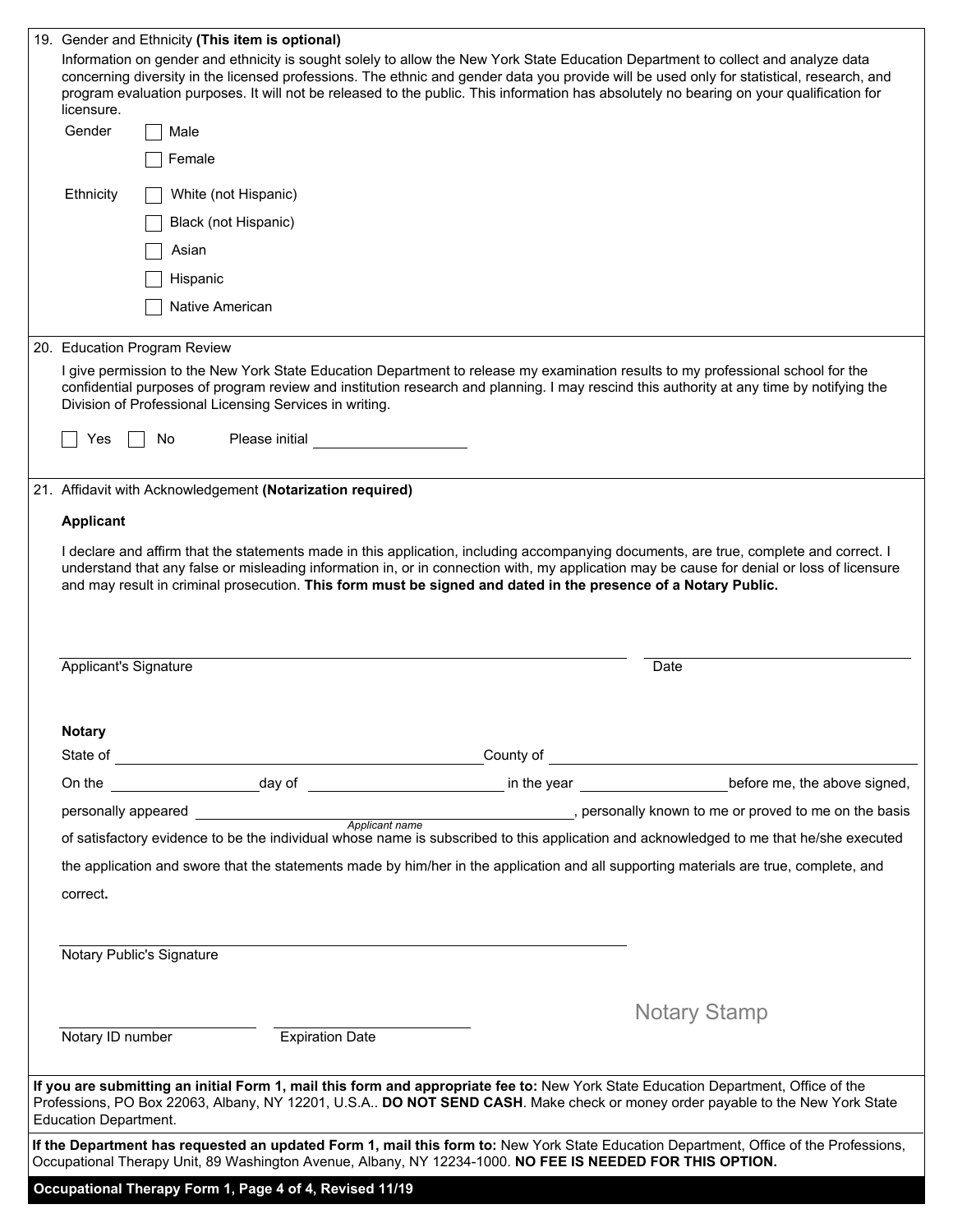19. Gender and Ethnicity **(This item is optional)**

Information on gender and ethnicity is sought solely to allow the New York State Education Department to collect and analyze data concerning diversity in the licensed professions. The ethnic and gender data you provide will be used only for statistical, research, and program evaluation purposes. It will not be released to the public. This information has absolutely no bearing on your qualification for licensure.

Gender
- ☐ Male
- ☐ Female

Ethnicity
- ☐ White (not Hispanic)
- ☐ Black (not Hispanic)
- ☐ Asian
- ☐ Hispanic
- ☐ Native American

20. Education Program Review

I give permission to the New York State Education Department to release my examination results to my professional school for the confidential purposes of program review and institution research and planning. I may rescind this authority at any time by notifying the Division of Professional Licensing Services in writing.

☐ Yes ☐ No Please initial ____________________

21. Affidavit with Acknowledgement **(Notarization required)**

**Applicant**

I declare and affirm that the statements made in this application, including accompanying documents, are true, complete and correct. I understand that any false or misleading information in, or in connection with, my application may be cause for denial or loss of licensure and may result in criminal prosecution. **This form must be signed and dated in the presence of a Notary Public.**

______________________________________________ ____________________

Applicant's Signature Date

**Notary**

State of ______________________________ County of ______________________________

On the ____________ day of ____________________ in the year ____________ before me, the above signed,

personally appeared ______________________________ , personally known to me or proved to me on the basis
*Applicant name*
of satisfactory evidence to be the individual whose name is subscribed to this application and acknowledged to me that he/she executed the application and swore that the statements made by him/her in the application and all supporting materials are true, complete, and correct**.**

______________________________________________

Notary Public's Signature

____________________ ____________________

Notary ID number Expiration Date

Notary Stamp

**If you are submitting an initial Form 1, mail this form and appropriate fee to:** New York State Education Department, Office of the Professions, PO Box 22063, Albany, NY 12201, U.S.A.. **DO NOT SEND CASH**. Make check or money order payable to the New York State Education Department.

**If the Department has requested an updated Form 1, mail this form to:** New York State Education Department, Office of the Professions, Occupational Therapy Unit, 89 Washington Avenue, Albany, NY 12234-1000. **NO FEE IS NEEDED FOR THIS OPTION.**